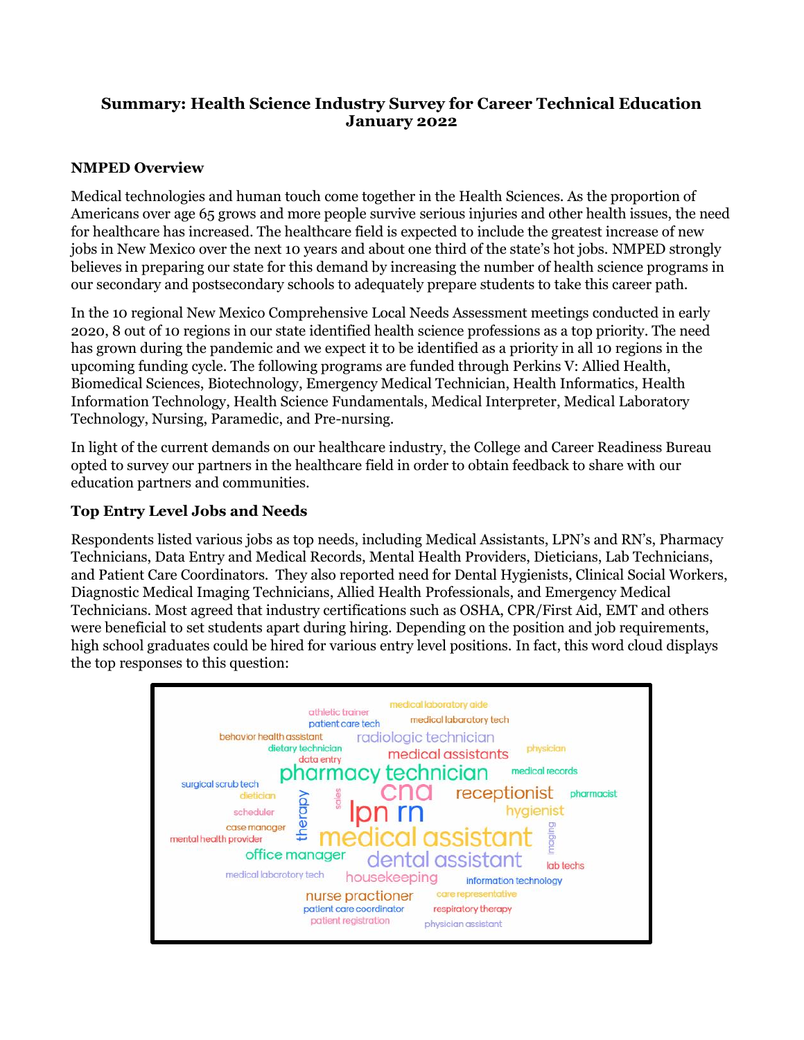**Summary: Health Science Industry Survey for Career Technical Education**
**January 2022**

### NMPED Overview

Medical technologies and human touch come together in the Health Sciences. As the proportion of Americans over age 65 grows and more people survive serious injuries and other health issues, the need for healthcare has increased. The healthcare field is expected to include the greatest increase of new jobs in New Mexico over the next 10 years and about one third of the state's hot jobs. NMPED strongly believes in preparing our state for this demand by increasing the number of health science programs in our secondary and postsecondary schools to adequately prepare students to take this career path.

In the 10 regional New Mexico Comprehensive Local Needs Assessment meetings conducted in early 2020, 8 out of 10 regions in our state identified health science professions as a top priority. The need has grown during the pandemic and we expect it to be identified as a priority in all 10 regions in the upcoming funding cycle. The following programs are funded through Perkins V: Allied Health, Biomedical Sciences, Biotechnology, Emergency Medical Technician, Health Informatics, Health Information Technology, Health Science Fundamentals, Medical Interpreter, Medical Laboratory Technology, Nursing, Paramedic, and Pre-nursing.

In light of the current demands on our healthcare industry, the College and Career Readiness Bureau opted to survey our partners in the healthcare field in order to obtain feedback to share with our education partners and communities.

### Top Entry Level Jobs and Needs

Respondents listed various jobs as top needs, including Medical Assistants, LPN's and RN's, Pharmacy Technicians, Data Entry and Medical Records, Mental Health Providers, Dieticians, Lab Technicians, and Patient Care Coordinators. They also reported need for Dental Hygienists, Clinical Social Workers, Diagnostic Medical Imaging Technicians, Allied Health Professionals, and Emergency Medical Technicians. Most agreed that industry certifications such as OSHA, CPR/First Aid, EMT and others were beneficial to set students apart during hiring. Depending on the position and job requirements, high school graduates could be hired for various entry level positions. In fact, this word cloud displays the top responses to this question: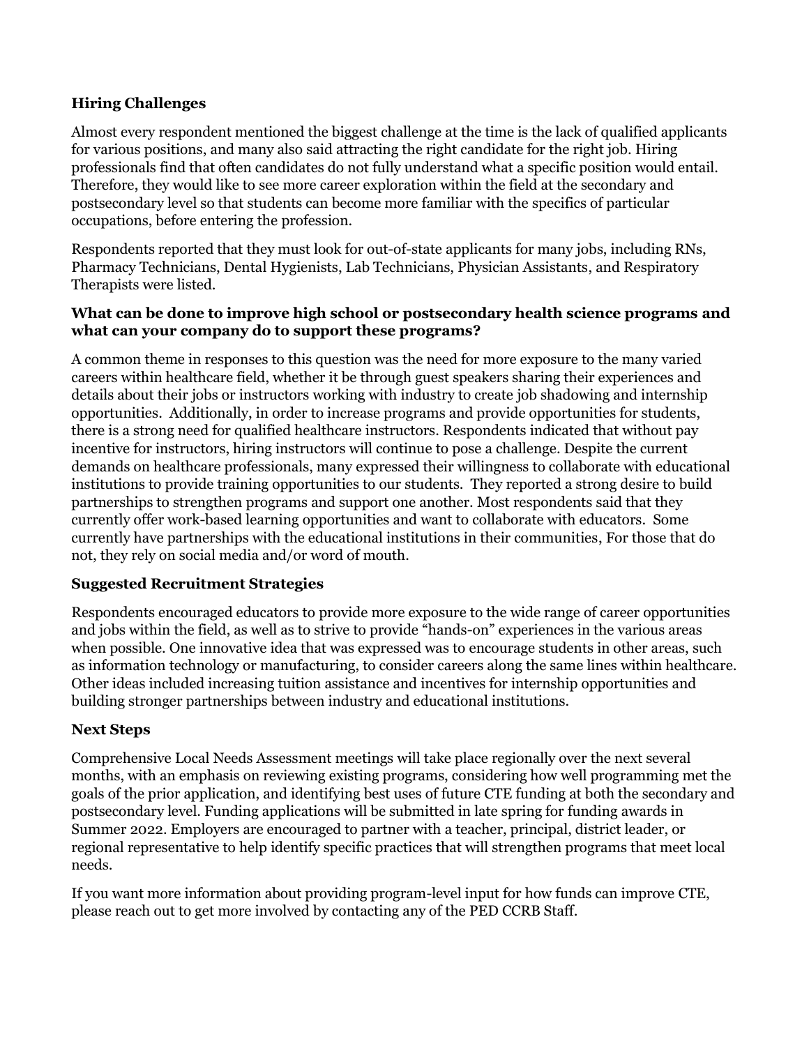**Hiring Challenges**

Almost every respondent mentioned the biggest challenge at the time is the lack of qualified applicants for various positions, and many also said attracting the right candidate for the right job. Hiring professionals find that often candidates do not fully understand what a specific position would entail. Therefore, they would like to see more career exploration within the field at the secondary and postsecondary level so that students can become more familiar with the specifics of particular occupations, before entering the profession.

Respondents reported that they must look for out-of-state applicants for many jobs, including RNs, Pharmacy Technicians, Dental Hygienists, Lab Technicians, Physician Assistants, and Respiratory Therapists were listed.

**What can be done to improve high school or postsecondary health science programs and what can your company do to support these programs?**

A common theme in responses to this question was the need for more exposure to the many varied careers within healthcare field, whether it be through guest speakers sharing their experiences and details about their jobs or instructors working with industry to create job shadowing and internship opportunities. Additionally, in order to increase programs and provide opportunities for students, there is a strong need for qualified healthcare instructors. Respondents indicated that without pay incentive for instructors, hiring instructors will continue to pose a challenge. Despite the current demands on healthcare professionals, many expressed their willingness to collaborate with educational institutions to provide training opportunities to our students. They reported a strong desire to build partnerships to strengthen programs and support one another. Most respondents said that they currently offer work-based learning opportunities and want to collaborate with educators. Some currently have partnerships with the educational institutions in their communities, For those that do not, they rely on social media and/or word of mouth.

**Suggested Recruitment Strategies**

Respondents encouraged educators to provide more exposure to the wide range of career opportunities and jobs within the field, as well as to strive to provide "hands-on" experiences in the various areas when possible. One innovative idea that was expressed was to encourage students in other areas, such as information technology or manufacturing, to consider careers along the same lines within healthcare. Other ideas included increasing tuition assistance and incentives for internship opportunities and building stronger partnerships between industry and educational institutions.

**Next Steps**

Comprehensive Local Needs Assessment meetings will take place regionally over the next several months, with an emphasis on reviewing existing programs, considering how well programming met the goals of the prior application, and identifying best uses of future CTE funding at both the secondary and postsecondary level. Funding applications will be submitted in late spring for funding awards in Summer 2022. Employers are encouraged to partner with a teacher, principal, district leader, or regional representative to help identify specific practices that will strengthen programs that meet local needs.

If you want more information about providing program-level input for how funds can improve CTE, please reach out to get more involved by contacting any of the PED CCRB Staff.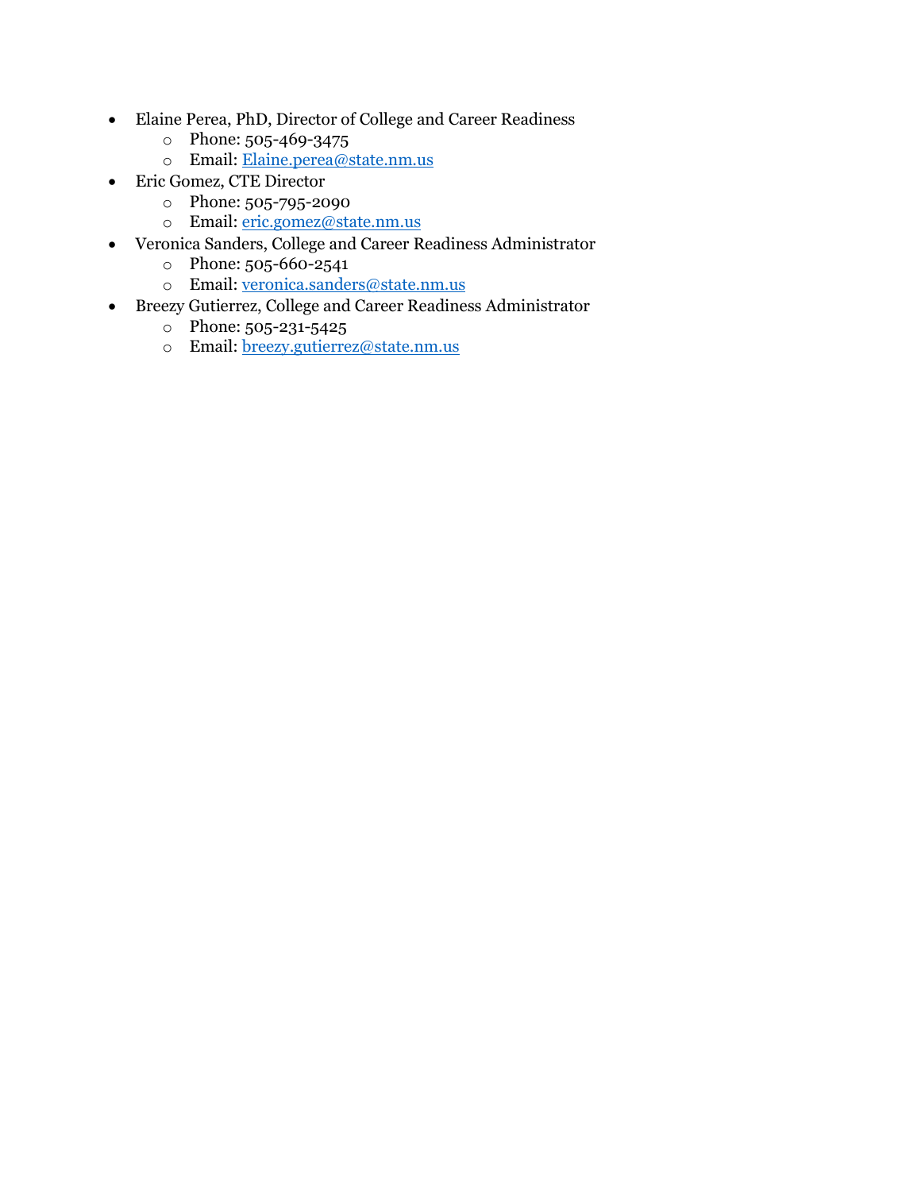- Elaine Perea, PhD, Director of College and Career Readiness
  - Phone: 505-469-3475
  - Email: Elaine.perea@state.nm.us
- Eric Gomez, CTE Director
  - Phone: 505-795-2090
  - Email: eric.gomez@state.nm.us
- Veronica Sanders, College and Career Readiness Administrator
  - Phone: 505-660-2541
  - Email: veronica.sanders@state.nm.us
- Breezy Gutierrez, College and Career Readiness Administrator
  - Phone: 505-231-5425
  - Email: breezy.gutierrez@state.nm.us